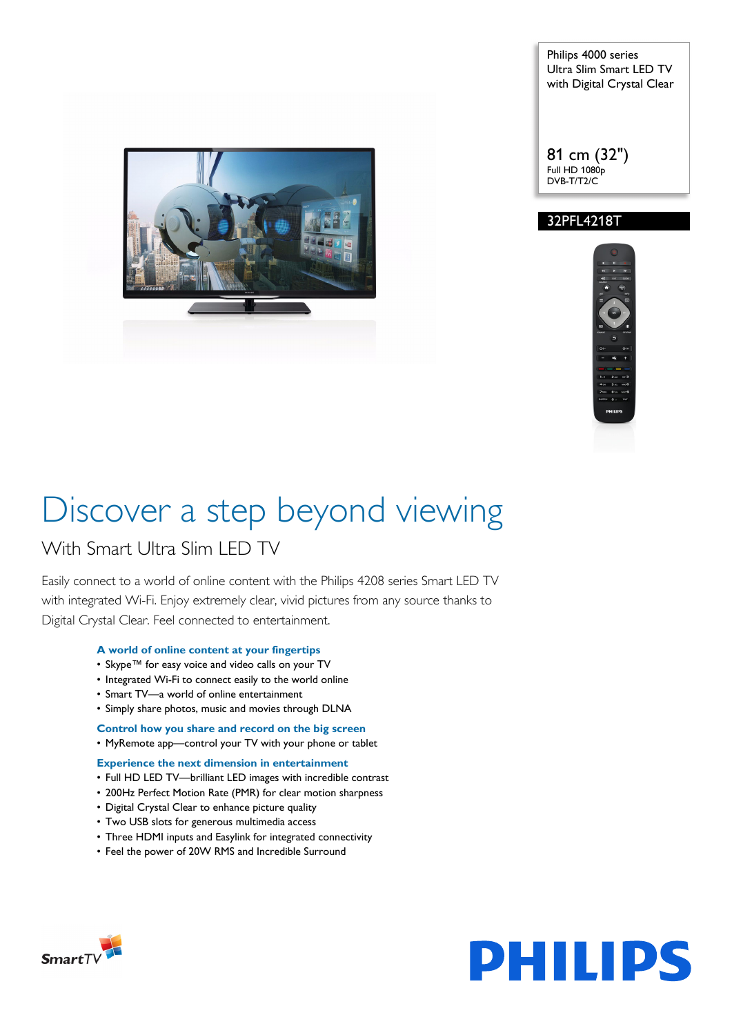Philips 4000 series
Ultra Slim Smart LED TV
with Digital Crystal Clear

81 cm (32")
Full HD 1080p
DVB-T/T2/C

32PFL4218T

# Discover a step beyond viewing

## With Smart Ultra Slim LED TV

Easily connect to a world of online content with the Philips 4208 series Smart LED TV with integrated Wi-Fi. Enjoy extremely clear, vivid pictures from any source thanks to Digital Crystal Clear. Feel connected to entertainment.

### A world of online content at your fingertips

- Skype™ for easy voice and video calls on your TV
- Integrated Wi-Fi to connect easily to the world online
- Smart TV—a world of online entertainment
- Simply share photos, music and movies through DLNA

### Control how you share and record on the big screen

- MyRemote app—control your TV with your phone or tablet

### Experience the next dimension in entertainment

- Full HD LED TV—brilliant LED images with incredible contrast
- 200Hz Perfect Motion Rate (PMR) for clear motion sharpness
- Digital Crystal Clear to enhance picture quality
- Two USB slots for generous multimedia access
- Three HDMI inputs and Easylink for integrated connectivity
- Feel the power of 20W RMS and Incredible Surround

SmartTV

PHILIPS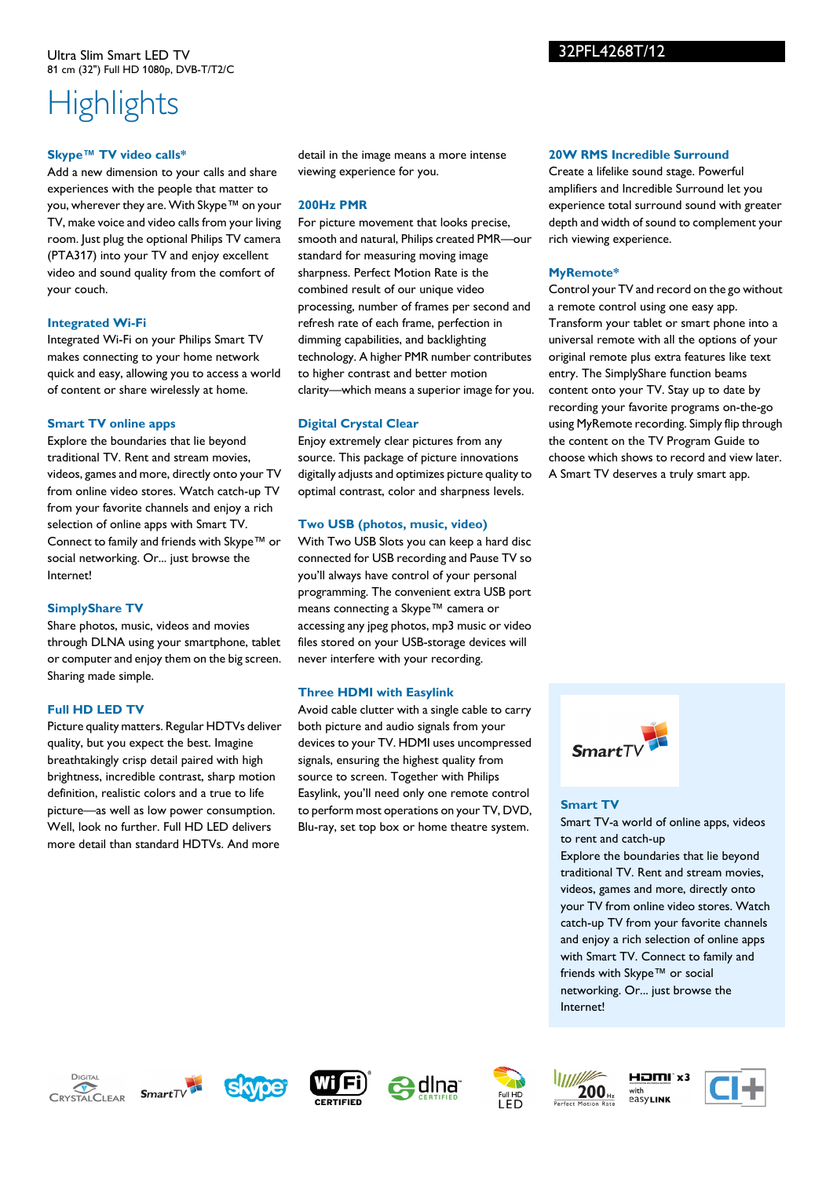Ultra Slim Smart LED TV
81 cm (32") Full HD 1080p, DVB-T/T2/C

32PFL4268T/12

# Highlights

### Skype™ TV video calls*

Add a new dimension to your calls and share experiences with the people that matter to you, wherever they are. With Skype™ on your TV, make voice and video calls from your living room. Just plug the optional Philips TV camera (PTA317) into your TV and enjoy excellent video and sound quality from the comfort of your couch.

### Integrated Wi-Fi

Integrated Wi-Fi on your Philips Smart TV makes connecting to your home network quick and easy, allowing you to access a world of content or share wirelessly at home.

### Smart TV online apps

Explore the boundaries that lie beyond traditional TV. Rent and stream movies, videos, games and more, directly onto your TV from online video stores. Watch catch-up TV from your favorite channels and enjoy a rich selection of online apps with Smart TV. Connect to family and friends with Skype™ or social networking. Or... just browse the Internet!

### SimplyShare TV

Share photos, music, videos and movies through DLNA using your smartphone, tablet or computer and enjoy them on the big screen. Sharing made simple.

### Full HD LED TV

Picture quality matters. Regular HDTVs deliver quality, but you expect the best. Imagine breathtakingly crisp detail paired with high brightness, incredible contrast, sharp motion definition, realistic colors and a true to life picture—as well as low power consumption. Well, look no further. Full HD LED delivers more detail than standard HDTVs. And more detail in the image means a more intense viewing experience for you.

### 200Hz PMR

For picture movement that looks precise, smooth and natural, Philips created PMR—our standard for measuring moving image sharpness. Perfect Motion Rate is the combined result of our unique video processing, number of frames per second and refresh rate of each frame, perfection in dimming capabilities, and backlighting technology. A higher PMR number contributes to higher contrast and better motion clarity—which means a superior image for you.

### Digital Crystal Clear

Enjoy extremely clear pictures from any source. This package of picture innovations digitally adjusts and optimizes picture quality to optimal contrast, color and sharpness levels.

### Two USB (photos, music, video)

With Two USB Slots you can keep a hard disc connected for USB recording and Pause TV so you'll always have control of your personal programming. The convenient extra USB port means connecting a Skype™ camera or accessing any jpeg photos, mp3 music or video files stored on your USB-storage devices will never interfere with your recording.

### Three HDMI with Easylink

Avoid cable clutter with a single cable to carry both picture and audio signals from your devices to your TV. HDMI uses uncompressed signals, ensuring the highest quality from source to screen. Together with Philips Easylink, you'll need only one remote control to perform most operations on your TV, DVD, Blu-ray, set top box or home theatre system.

### 20W RMS Incredible Surround

Create a lifelike sound stage. Powerful amplifiers and Incredible Surround let you experience total surround sound with greater depth and width of sound to complement your rich viewing experience.

### MyRemote*

Control your TV and record on the go without a remote control using one easy app. Transform your tablet or smart phone into a universal remote with all the options of your original remote plus extra features like text entry. The SimplyShare function beams content onto your TV. Stay up to date by recording your favorite programs on-the-go using MyRemote recording. Simply flip through the content on the TV Program Guide to choose which shows to record and view later. A Smart TV deserves a truly smart app.

### Smart TV

Smart TV-a world of online apps, videos to rent and catch-up

Explore the boundaries that lie beyond traditional TV. Rent and stream movies, videos, games and more, directly onto your TV from online video stores. Watch catch-up TV from your favorite channels and enjoy a rich selection of online apps with Smart TV. Connect to family and friends with Skype™ or social networking. Or... just browse the Internet!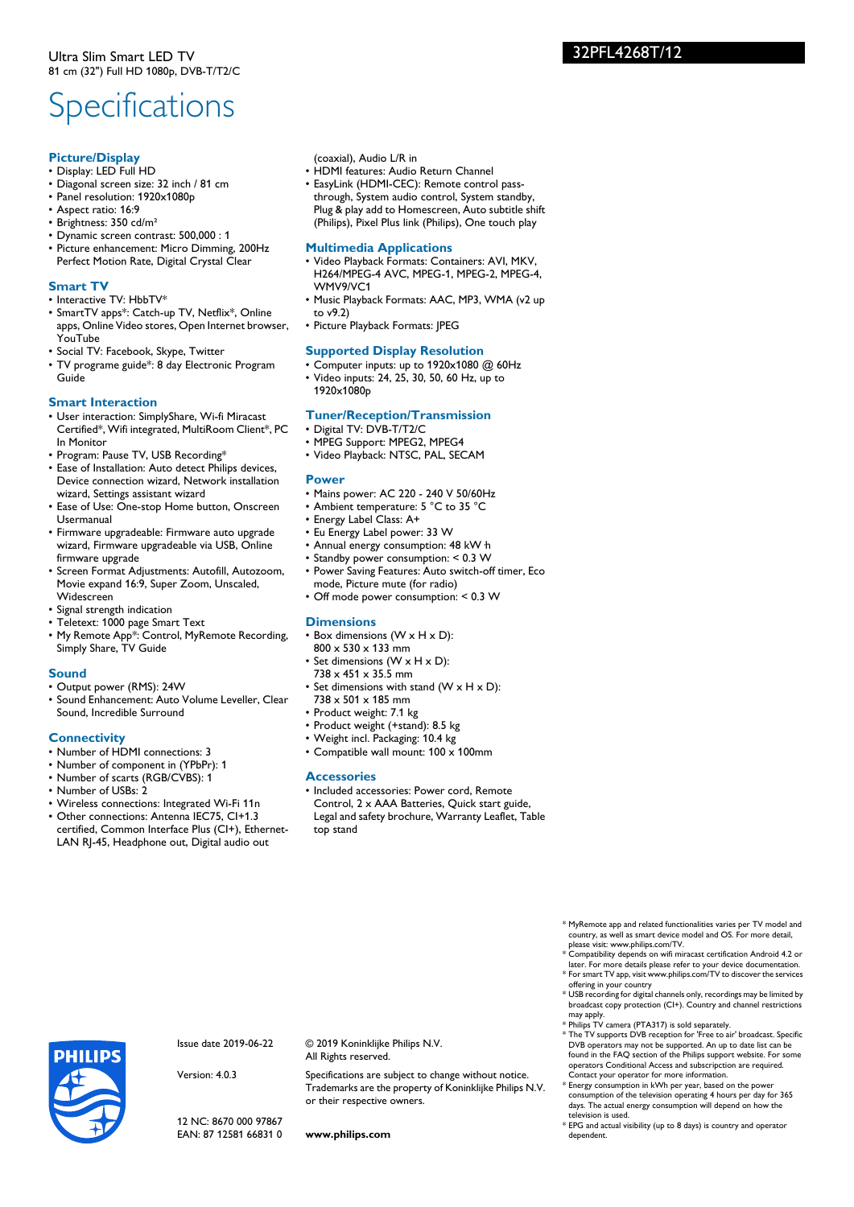Ultra Slim Smart LED TV
81 cm (32") Full HD 1080p, DVB-T/T2/C

32PFL4268T/12

# Specifications

## Picture/Display
- Display: LED Full HD
- Diagonal screen size: 32 inch / 81 cm
- Panel resolution: 1920x1080p
- Aspect ratio: 16:9
- Brightness: 350 cd/m²
- Dynamic screen contrast: 500,000 : 1
- Picture enhancement: Micro Dimming, 200Hz Perfect Motion Rate, Digital Crystal Clear

## Smart TV
- Interactive TV: HbbTV*
- SmartTV apps*: Catch-up TV, Netflix*, Online apps, Online Video stores, Open Internet browser, YouTube
- Social TV: Facebook, Skype, Twitter
- TV programe guide*: 8 day Electronic Program Guide

## Smart Interaction
- User interaction: SimplyShare, Wi-fi Miracast Certified*, Wifi integrated, MultiRoom Client*, PC In Monitor
- Program: Pause TV, USB Recording*
- Ease of Installation: Auto detect Philips devices, Device connection wizard, Network installation wizard, Settings assistant wizard
- Ease of Use: One-stop Home button, Onscreen Usermanual
- Firmware upgradeable: Firmware auto upgrade wizard, Firmware upgradeable via USB, Online firmware upgrade
- Screen Format Adjustments: Autofill, Autozoom, Movie expand 16:9, Super Zoom, Unscaled, Widescreen
- Signal strength indication
- Teletext: 1000 page Smart Text
- My Remote App*: Control, MyRemote Recording, Simply Share, TV Guide

## Sound
- Output power (RMS): 24W
- Sound Enhancement: Auto Volume Leveller, Clear Sound, Incredible Surround

## Connectivity
- Number of HDMI connections: 3
- Number of component in (YPbPr): 1
- Number of scarts (RGB/CVBS): 1
- Number of USBs: 2
- Wireless connections: Integrated Wi-Fi 11n
- Other connections: Antenna IEC75, CI+1.3 certified, Common Interface Plus (CI+), Ethernet-LAN RJ-45, Headphone out, Digital audio out (coaxial), Audio L/R in
- HDMI features: Audio Return Channel
- EasyLink (HDMI-CEC): Remote control pass-through, System audio control, System standby, Plug & play add to Homescreen, Auto subtitle shift (Philips), Pixel Plus link (Philips), One touch play

## Multimedia Applications
- Video Playback Formats: Containers: AVI, MKV, H264/MPEG-4 AVC, MPEG-1, MPEG-2, MPEG-4, WMV9/VC1
- Music Playback Formats: AAC, MP3, WMA (v2 up to v9.2)
- Picture Playback Formats: JPEG

## Supported Display Resolution
- Computer inputs: up to 1920x1080 @ 60Hz
- Video inputs: 24, 25, 30, 50, 60 Hz, up to 1920x1080p

## Tuner/Reception/Transmission
- Digital TV: DVB-T/T2/C
- MPEG Support: MPEG2, MPEG4
- Video Playback: NTSC, PAL, SECAM

## Power
- Mains power: AC 220 - 240 V 50/60Hz
- Ambient temperature: 5 °C to 35 °C
- Energy Label Class: A+
- Eu Energy Label power: 33 W
- Annual energy consumption: 48 kW h
- Standby power consumption: < 0.3 W
- Power Saving Features: Auto switch-off timer, Eco mode, Picture mute (for radio)
- Off mode power consumption: < 0.3 W

## Dimensions
- Box dimensions (W x H x D): 800 x 530 x 133 mm
- Set dimensions (W x H x D): 738 x 451 x 35.5 mm
- Set dimensions with stand (W x H x D): 738 x 501 x 185 mm
- Product weight: 7.1 kg
- Product weight (+stand): 8.5 kg
- Weight incl. Packaging: 10.4 kg
- Compatible wall mount: 100 x 100mm

## Accessories
- Included accessories: Power cord, Remote Control, 2 x AAA Batteries, Quick start guide, Legal and safety brochure, Warranty Leaflet, Table top stand

---

\* MyRemote app and related functionalities varies per TV model and country, as well as smart device model and OS. For more detail, please visit: www.philips.com/TV.
\* Compatibility depends on wifi miracast certification Android 4.2 or later. For more details please refer to your device documentation.
\* For smart TV app, visit www.philips.com/TV to discover the services offering in your country
\* USB recording for digital channels only, recordings may be limited by broadcast copy protection (CI+). Country and channel restrictions may apply.
\* Philips TV camera (PTA317) is sold separately.
\* The TV supports DVB reception for 'Free to air' broadcast. Specific DVB operators may not be supported. An up to date list can be found in the FAQ section of the Philips support website. For some operators Conditional Access and subscripction are required. Contact your operator for more information.
\* Energy consumption in kWh per year, based on the power consumption of the television operating 4 hours per day for 365 days. The actual energy consumption will depend on how the television is used.
\* EPG and actual visibility (up to 8 days) is country and operator dependent.

Issue date 2019-06-22

Version: 4.0.3

12 NC: 8670 000 97867
EAN: 87 12581 66831 0

© 2019 Koninklijke Philips N.V.
All Rights reserved.

Specifications are subject to change without notice. Trademarks are the property of Koninklijke Philips N.V. or their respective owners.

**www.philips.com**